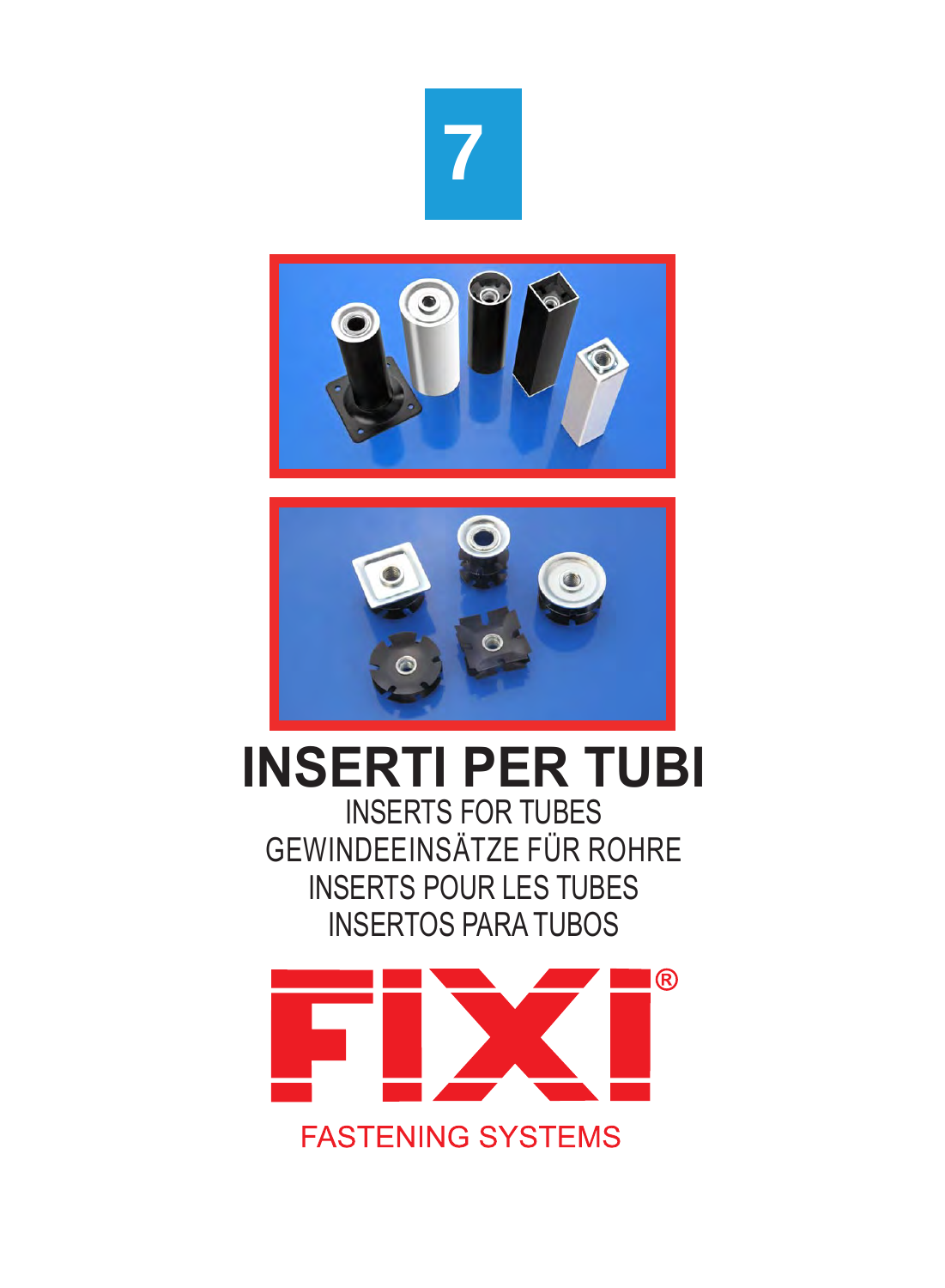7

# INSERTI PER TUBI

INSERTS FOR TUBES

GEWINDEEINSÄTZE FÜR ROHRE

INSERTS POUR LES TUBES

INSERTOS PARA TUBOS

FIXI®

FASTENING SYSTEMS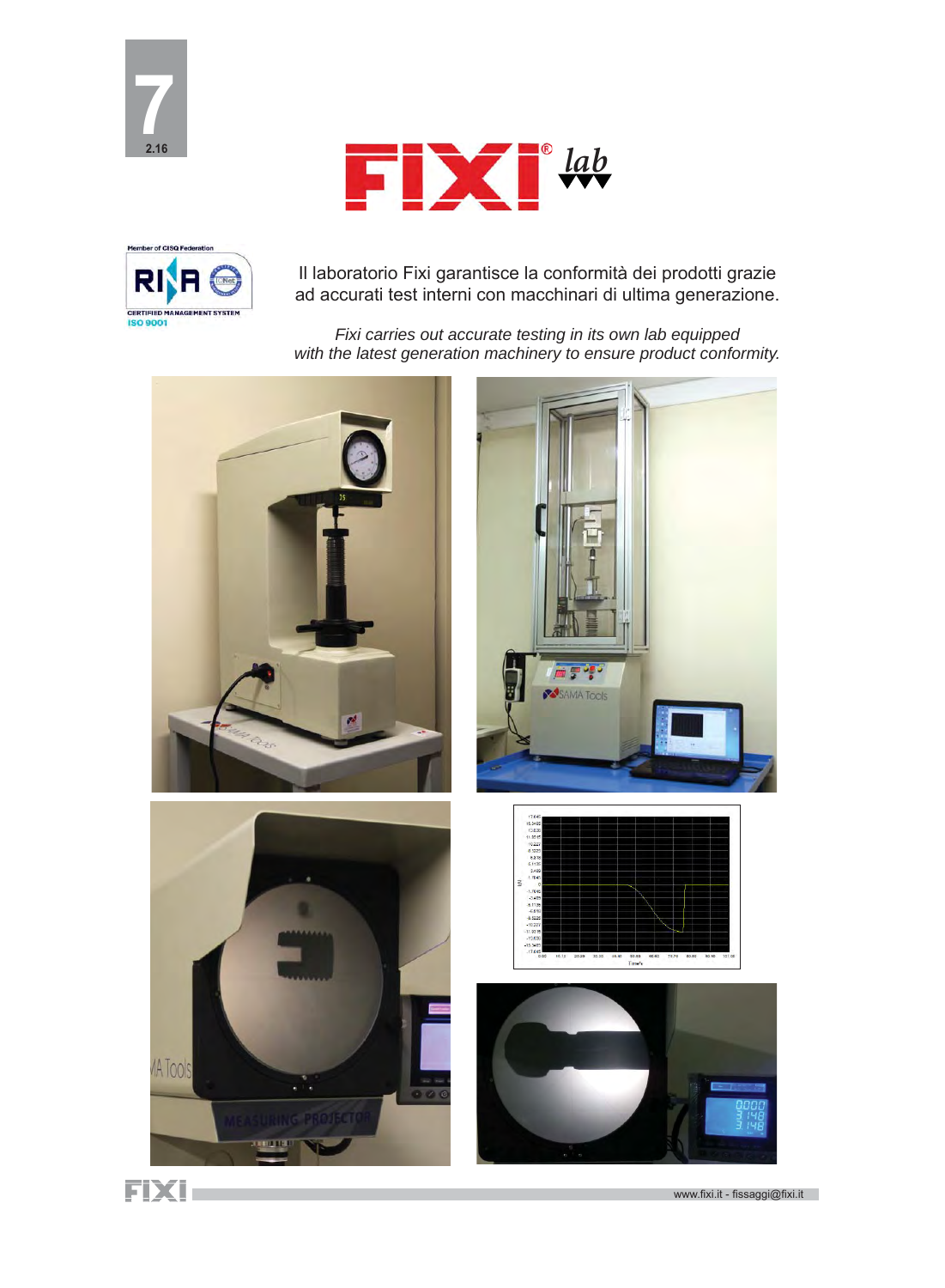Il laboratorio Fixi garantisce la conformità dei prodotti grazie ad accurati test interni con macchinari di ultima generazione.

*Fixi carries out accurate testing in its own lab equipped with the latest generation machinery to ensure product conformity.*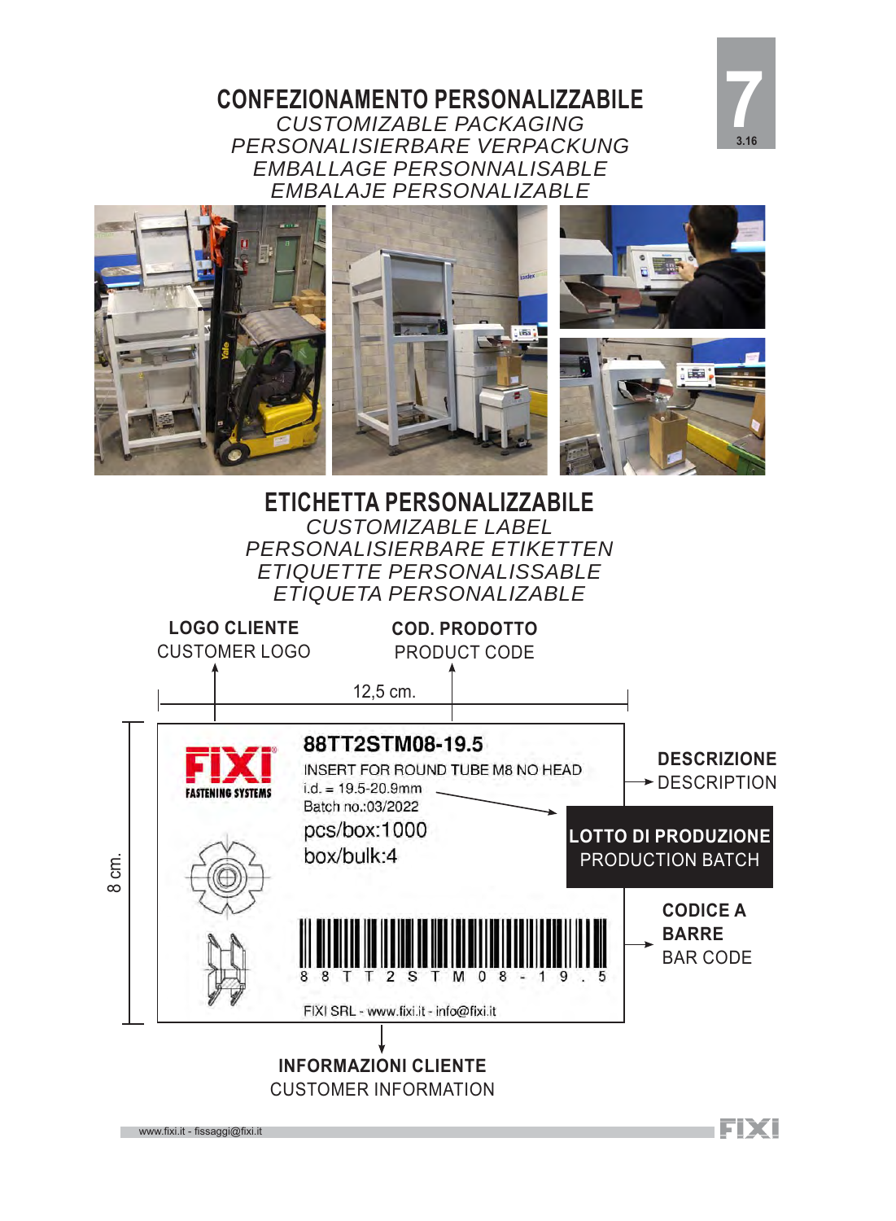## CONFEZIONAMENTO PERSONALIZZABILE

*CUSTOMIZABLE PACKAGING*
*PERSONALISIERBARE VERPACKUNG*
*EMBALLAGE PERSONNALISABLE*
*EMBALAJE PERSONALIZABLE*

## ETICHETTA PERSONALIZZABILE

*CUSTOMIZABLE LABEL*
*PERSONALISIERBARE ETIKETTEN*
*ETIQUETTE PERSONALISSABLE*
*ETIQUETA PERSONALIZABLE*

**LOGO CLIENTE**
CUSTOMER LOGO

**COD. PRODOTTO**
PRODUCT CODE

12,5 cm.

8 cm.

FIXI FASTENING SYSTEMS

**88TT2STM08-19.5**
INSERT FOR ROUND TUBE M8 NO HEAD
i.d. = 19.5-20.9mm
Batch no.:03/2022
pcs/box:1000
box/bulk:4

8 8 T T 2 S T M 0 8 - 1 9 . 5

FIXI SRL - www.fixi.it - info@fixi.it

**DESCRIZIONE**
DESCRIPTION

**LOTTO DI PRODUZIONE**
PRODUCTION BATCH

**CODICE A BARRE**
BAR CODE

**INFORMAZIONI CLIENTE**
CUSTOMER INFORMATION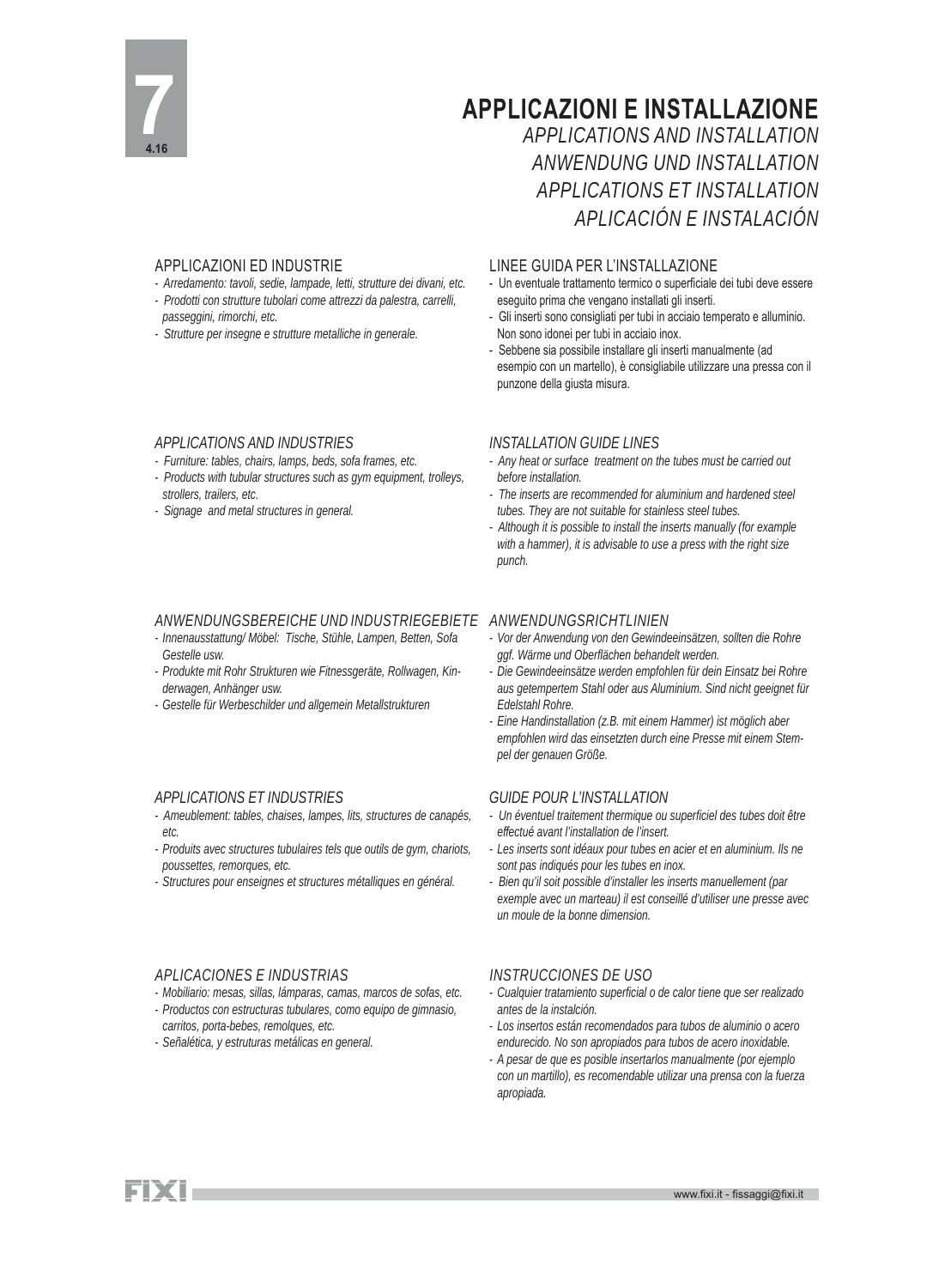# APPLICAZIONI E INSTALLAZIONE

*APPLICATIONS AND INSTALLATION*

*ANWENDUNG UND INSTALLATION*

*APPLICATIONS ET INSTALLATION*

*APLICACIÓN E INSTALACIÓN*

## APPLICAZIONI ED INDUSTRIE

- *Arredamento: tavoli, sedie, lampade, letti, strutture dei divani, etc.*
- *Prodotti con strutture tubolari come attrezzi da palestra, carrelli, passeggini, rimorchi, etc.*
- *Strutture per insegne e strutture metalliche in generale.*

## LINEE GUIDA PER L'INSTALLAZIONE

- Un eventuale trattamento termico o superficiale dei tubi deve essere eseguito prima che vengano installati gli inserti.
- Gli inserti sono consigliati per tubi in acciaio temperato e alluminio. Non sono idonei per tubi in acciaio inox.
- Sebbene sia possibile installare gli inserti manualmente (ad esempio con un martello), è consigliabile utilizzare una pressa con il punzone della giusta misura.

## *APPLICATIONS AND INDUSTRIES*

- *Furniture: tables, chairs, lamps, beds, sofa frames, etc.*
- *Products with tubular structures such as gym equipment, trolleys, strollers, trailers, etc.*
- *Signage and metal structures in general.*

## *INSTALLATION GUIDE LINES*

- *Any heat or surface treatment on the tubes must be carried out before installation.*
- *The inserts are recommended for aluminium and hardened steel tubes. They are not suitable for stainless steel tubes.*
- *Although it is possible to install the inserts manually (for example with a hammer), it is advisable to use a press with the right size punch.*

## *ANWENDUNGSBEREICHE UND INDUSTRIEGEBIETE*

- *Innenausstattung/ Möbel: Tische, Stühle, Lampen, Betten, Sofa Gestelle usw.*
- *Produkte mit Rohr Strukturen wie Fitnessgeräte, Rollwagen, Kinderwagen, Anhänger usw.*
- *Gestelle für Werbeschilder und allgemein Metallstrukturen*

## *ANWENDUNGSRICHTLINIEN*

- *Vor der Anwendung von den Gewindeeinsätzen, sollten die Rohre ggf. Wärme und Oberflächen behandelt werden.*
- *Die Gewindeeinsätze werden empfohlen für dein Einsatz bei Rohre aus getempertem Stahl oder aus Aluminium. Sind nicht geeignet für Edelstahl Rohre.*
- *Eine Handinstallation (z.B. mit einem Hammer) ist möglich aber empfohlen wird das einsetzten durch eine Presse mit einem Stempel der genauen Größe.*

## *APPLICATIONS ET INDUSTRIES*

- *Ameublement: tables, chaises, lampes, lits, structures de canapés, etc.*
- *Produits avec structures tubulaires tels que outils de gym, chariots, poussettes, remorques, etc.*
- *Structures pour enseignes et structures métalliques en général.*

## *GUIDE POUR L'INSTALLATION*

- *Un éventuel traitement thermique ou superficiel des tubes doit être effectué avant l'installation de l'insert.*
- *Les inserts sont idéaux pour tubes en acier et en aluminium. Ils ne sont pas indiqués pour les tubes en inox.*
- *Bien qu'il soit possible d'installer les inserts manuellement (par exemple avec un marteau) il est conseillé d'utiliser une presse avec un moule de la bonne dimension.*

## *APLICACIONES E INDUSTRIAS*

- *Mobiliario: mesas, sillas, lámparas, camas, marcos de sofas, etc.*
- *Productos con estructuras tubulares, como equipo de gimnasio, carritos, porta-bebes, remolques, etc.*
- *Señalética, y estruturas metálicas en general.*

## *INSTRUCCIONES DE USO*

- *Cualquier tratamiento superficial o de calor tiene que ser realizado antes de la instalción.*
- *Los insertos están recomendados para tubos de aluminio o acero endurecido. No son apropiados para tubos de acero inoxidable.*
- *A pesar de que es posible insertarlos manualmente (por ejemplo con un martillo), es recomendable utilizar una prensa con la fuerza apropiada.*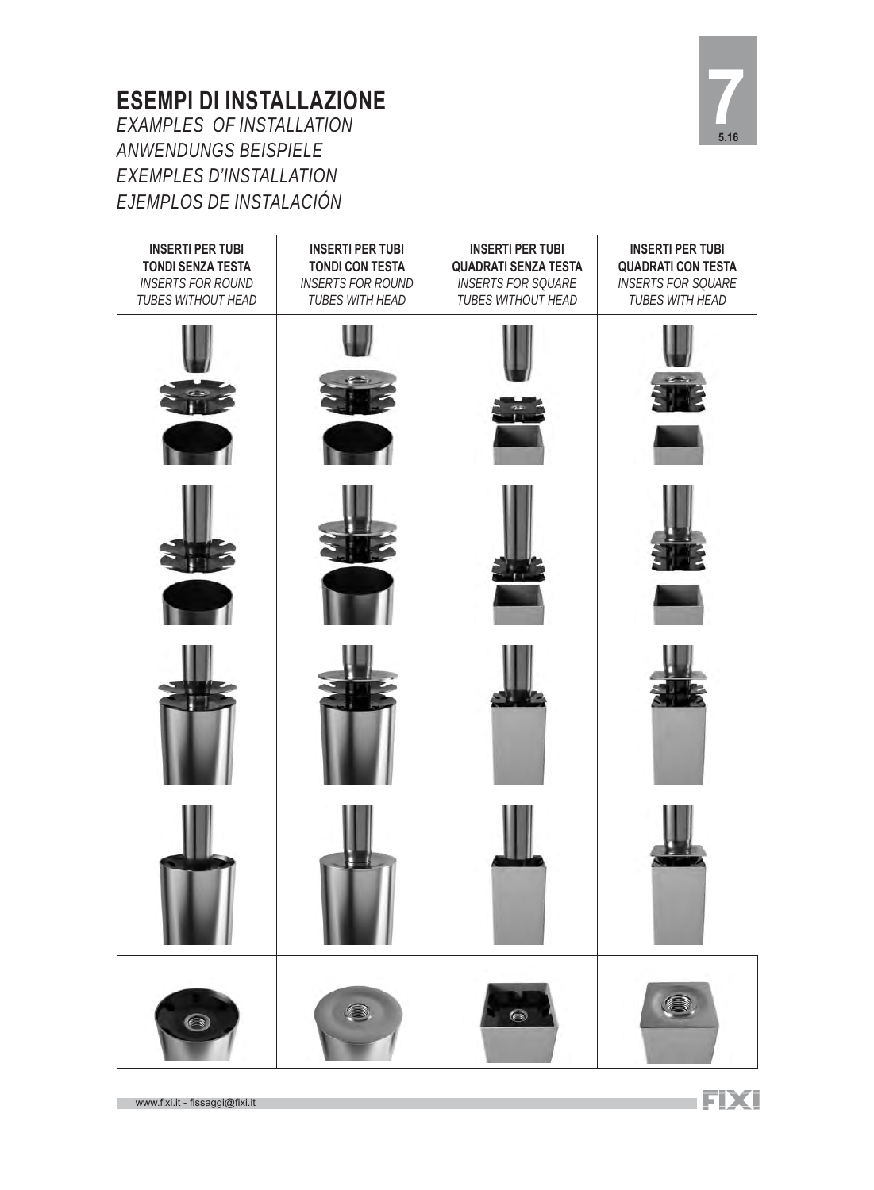# ESEMPI DI INSTALLAZIONE

*EXAMPLES OF INSTALLATION*
*ANWENDUNGS BEISPIELE*
*EXEMPLES D'INSTALLATION*
*EJEMPLOS DE INSTALACIÓN*

| **INSERTI PER TUBI TONDI SENZA TESTA** *INSERTS FOR ROUND TUBES WITHOUT HEAD* | **INSERTI PER TUBI TONDI CON TESTA** *INSERTS FOR ROUND TUBES WITH HEAD* | **INSERTI PER TUBI QUADRATI SENZA TESTA** *INSERTS FOR SQUARE TUBES WITHOUT HEAD* | **INSERTI PER TUBI QUADRATI CON TESTA** *INSERTS FOR SQUARE TUBES WITH HEAD* |
| --- | --- | --- | --- |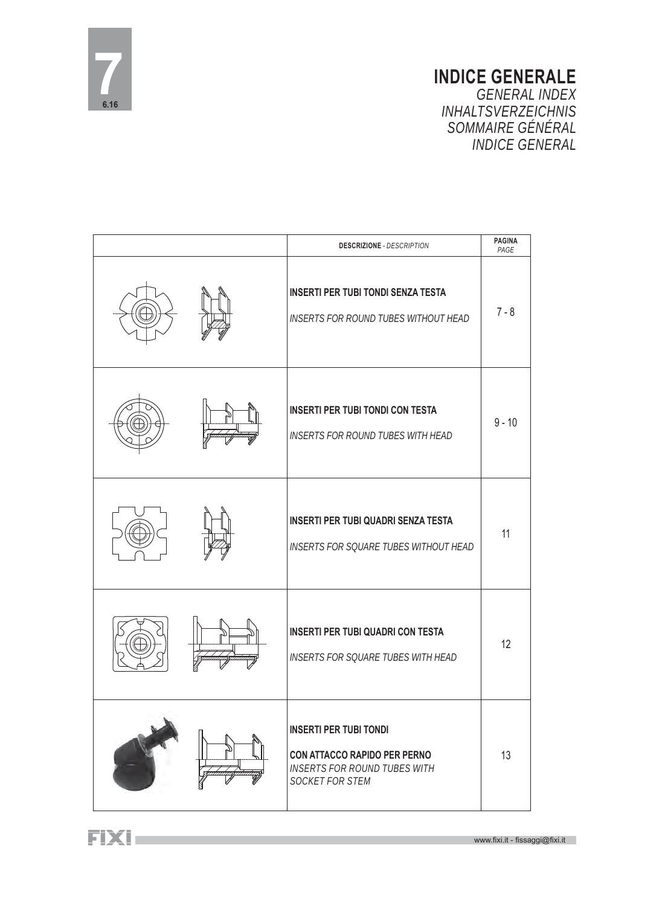# INDICE GENERALE

*GENERAL INDEX*
*INHALTSVERZEICHNIS*
*SOMMAIRE GÉNÉRAL*
*INDICE GENERAL*

| | DESCRIZIONE - *DESCRIPTION* | PAGINA *PAGE* |
|---|---|---|
| | **INSERTI PER TUBI TONDI SENZA TESTA** *INSERTS FOR ROUND TUBES WITHOUT HEAD* | 7 - 8 |
| | **INSERTI PER TUBI TONDI CON TESTA** *INSERTS FOR ROUND TUBES WITH HEAD* | 9 - 10 |
| | **INSERTI PER TUBI QUADRI SENZA TESTA** *INSERTS FOR SQUARE TUBES WITHOUT HEAD* | 11 |
| | **INSERTI PER TUBI QUADRI CON TESTA** *INSERTS FOR SQUARE TUBES WITH HEAD* | 12 |
| | **INSERTI PER TUBI TONDI CON ATTACCO RAPIDO PER PERNO** *INSERTS FOR ROUND TUBES WITH SOCKET FOR STEM* | 13 |

www.fixi.it - fissaggi@fixi.it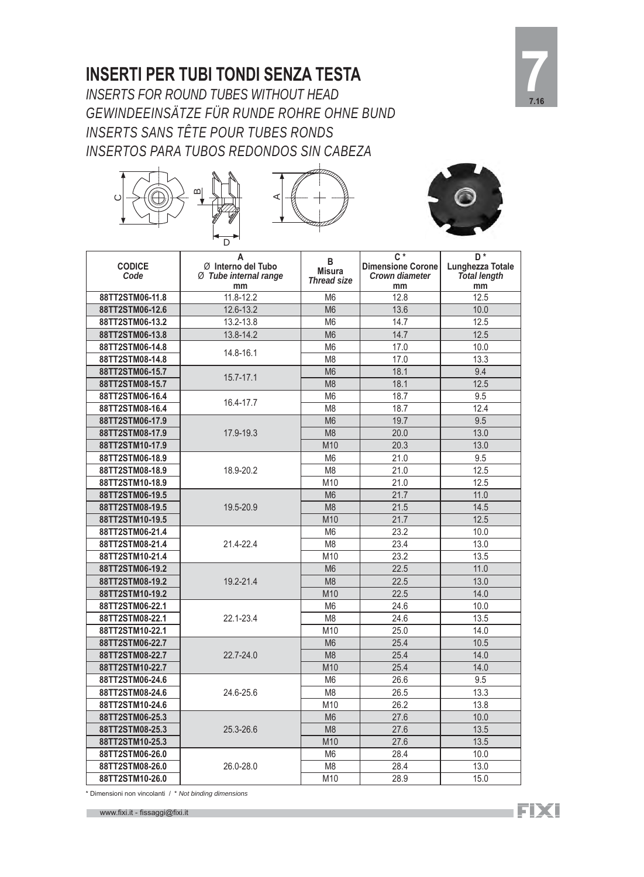# INSERTI PER TUBI TONDI SENZA TESTA

*INSERTS FOR ROUND TUBES WITHOUT HEAD*

*GEWINDEEINSÄTZE FÜR RUNDE ROHRE OHNE BUND*

*INSERTS SANS TÊTE POUR TUBES RONDS*

*INSERTOS PARA TUBOS REDONDOS SIN CABEZA*

| CODICE *Code* | A Ø Interno del Tubo *Ø Tube internal range* mm | B Misura *Thread size* | C * Dimensione Corone *Crown diameter* mm | D * Lunghezza Totale *Total length* mm |
|---|---|---|---|---|
| 88TT2STM06-11.8 | 11.8-12.2 | M6 | 12.8 | 12.5 |
| 88TT2STM06-12.6 | 12.6-13.2 | M6 | 13.6 | 10.0 |
| 88TT2STM06-13.2 | 13.2-13.8 | M6 | 14.7 | 12.5 |
| 88TT2STM06-13.8 | 13.8-14.2 | M6 | 14.7 | 12.5 |
| 88TT2STM06-14.8 | 14.8-16.1 | M6 | 17.0 | 10.0 |
| 88TT2STM08-14.8 | | M8 | 17.0 | 13.3 |
| 88TT2STM06-15.7 | 15.7-17.1 | M6 | 18.1 | 9.4 |
| 88TT2STM08-15.7 | | M8 | 18.1 | 12.5 |
| 88TT2STM06-16.4 | 16.4-17.7 | M6 | 18.7 | 9.5 |
| 88TT2STM08-16.4 | | M8 | 18.7 | 12.4 |
| 88TT2STM06-17.9 | 17.9-19.3 | M6 | 19.7 | 9.5 |
| 88TT2STM08-17.9 | | M8 | 20.0 | 13.0 |
| 88TT2STM10-17.9 | | M10 | 20.3 | 13.0 |
| 88TT2STM06-18.9 | 18.9-20.2 | M6 | 21.0 | 9.5 |
| 88TT2STM08-18.9 | | M8 | 21.0 | 12.5 |
| 88TT2STM10-18.9 | | M10 | 21.0 | 12.5 |
| 88TT2STM06-19.5 | 19.5-20.9 | M6 | 21.7 | 11.0 |
| 88TT2STM08-19.5 | | M8 | 21.5 | 14.5 |
| 88TT2STM10-19.5 | | M10 | 21.7 | 12.5 |
| 88TT2STM06-21.4 | 21.4-22.4 | M6 | 23.2 | 10.0 |
| 88TT2STM08-21.4 | | M8 | 23.4 | 13.0 |
| 88TT2STM10-21.4 | | M10 | 23.2 | 13.5 |
| 88TT2STM06-19.2 | 19.2-21.4 | M6 | 22.5 | 11.0 |
| 88TT2STM08-19.2 | | M8 | 22.5 | 13.0 |
| 88TT2STM10-19.2 | | M10 | 22.5 | 14.0 |
| 88TT2STM06-22.1 | 22.1-23.4 | M6 | 24.6 | 10.0 |
| 88TT2STM08-22.1 | | M8 | 24.6 | 13.5 |
| 88TT2STM10-22.1 | | M10 | 25.0 | 14.0 |
| 88TT2STM06-22.7 | 22.7-24.0 | M6 | 25.4 | 10.5 |
| 88TT2STM08-22.7 | | M8 | 25.4 | 14.0 |
| 88TT2STM10-22.7 | | M10 | 25.4 | 14.0 |
| 88TT2STM06-24.6 | 24.6-25.6 | M6 | 26.6 | 9.5 |
| 88TT2STM08-24.6 | | M8 | 26.5 | 13.3 |
| 88TT2STM10-24.6 | | M10 | 26.2 | 13.8 |
| 88TT2STM06-25.3 | 25.3-26.6 | M6 | 27.6 | 10.0 |
| 88TT2STM08-25.3 | | M8 | 27.6 | 13.5 |
| 88TT2STM10-25.3 | | M10 | 27.6 | 13.5 |
| 88TT2STM06-26.0 | 26.0-28.0 | M6 | 28.4 | 10.0 |
| 88TT2STM08-26.0 | | M8 | 28.4 | 13.0 |
| 88TT2STM10-26.0 | | M10 | 28.9 | 15.0 |

\* Dimensioni non vincolanti / * *Not binding dimensions*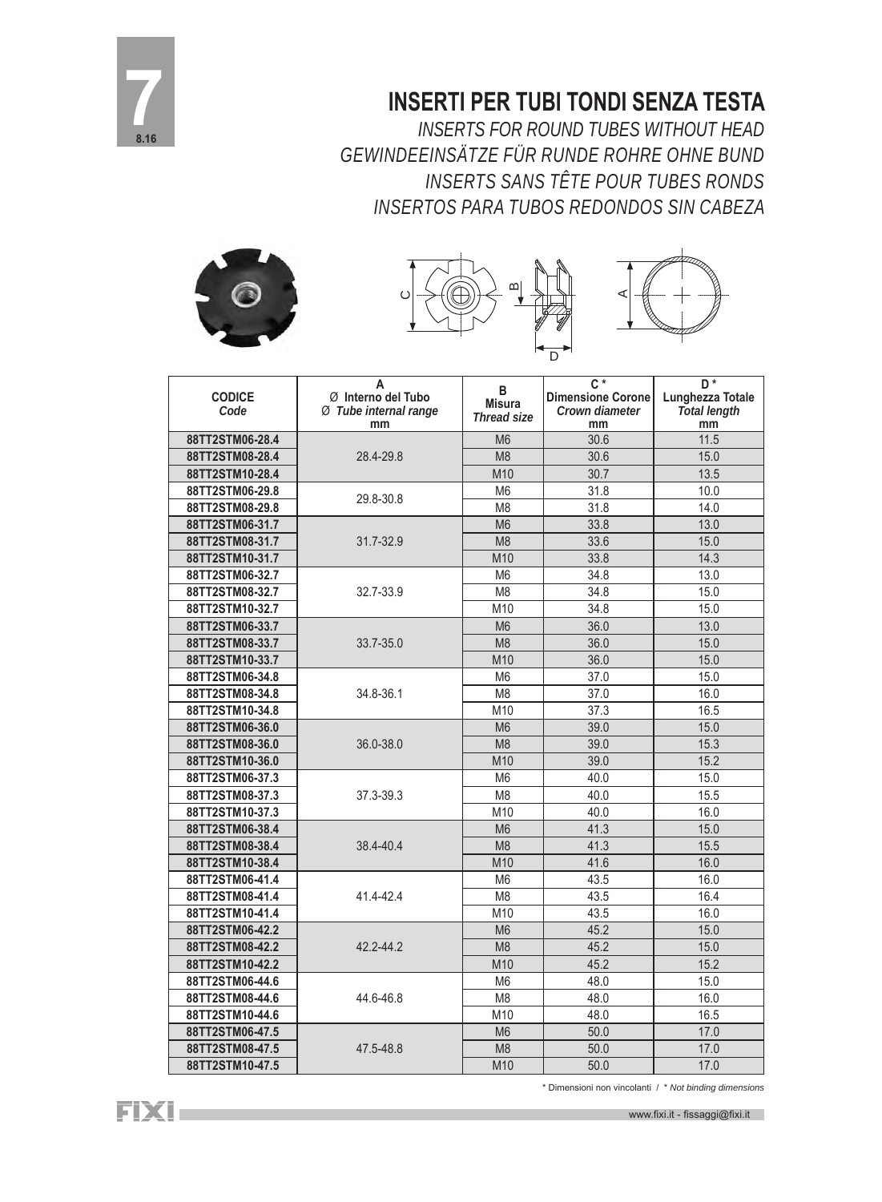# INSERTI PER TUBI TONDI SENZA TESTA

*INSERTS FOR ROUND TUBES WITHOUT HEAD*
*GEWINDEEINSÄTZE FÜR RUNDE ROHRE OHNE BUND*
*INSERTS SANS TÊTE POUR TUBES RONDS*
*INSERTOS PARA TUBOS REDONDOS SIN CABEZA*

| CODICE *Code* | A Ø Interno del Tubo *Ø Tube internal range* mm | B Misura *Thread size* | C * Dimensione Corone *Crown diameter* mm | D * Lunghezza Totale *Total length* mm |
|---|---|---|---|---|
| 88TT2STM06-28.4 | 28.4-29.8 | M6 | 30.6 | 11.5 |
| 88TT2STM08-28.4 | | M8 | 30.6 | 15.0 |
| 88TT2STM10-28.4 | | M10 | 30.7 | 13.5 |
| 88TT2STM06-29.8 | 29.8-30.8 | M6 | 31.8 | 10.0 |
| 88TT2STM08-29.8 | | M8 | 31.8 | 14.0 |
| 88TT2STM06-31.7 | 31.7-32.9 | M6 | 33.8 | 13.0 |
| 88TT2STM08-31.7 | | M8 | 33.6 | 15.0 |
| 88TT2STM10-31.7 | | M10 | 33.8 | 14.3 |
| 88TT2STM06-32.7 | 32.7-33.9 | M6 | 34.8 | 13.0 |
| 88TT2STM08-32.7 | | M8 | 34.8 | 15.0 |
| 88TT2STM10-32.7 | | M10 | 34.8 | 15.0 |
| 88TT2STM06-33.7 | 33.7-35.0 | M6 | 36.0 | 13.0 |
| 88TT2STM08-33.7 | | M8 | 36.0 | 15.0 |
| 88TT2STM10-33.7 | | M10 | 36.0 | 15.0 |
| 88TT2STM06-34.8 | 34.8-36.1 | M6 | 37.0 | 15.0 |
| 88TT2STM08-34.8 | | M8 | 37.0 | 16.0 |
| 88TT2STM10-34.8 | | M10 | 37.3 | 16.5 |
| 88TT2STM06-36.0 | 36.0-38.0 | M6 | 39.0 | 15.0 |
| 88TT2STM08-36.0 | | M8 | 39.0 | 15.3 |
| 88TT2STM10-36.0 | | M10 | 39.0 | 15.2 |
| 88TT2STM06-37.3 | 37.3-39.3 | M6 | 40.0 | 15.0 |
| 88TT2STM08-37.3 | | M8 | 40.0 | 15.5 |
| 88TT2STM10-37.3 | | M10 | 40.0 | 16.0 |
| 88TT2STM06-38.4 | 38.4-40.4 | M6 | 41.3 | 15.0 |
| 88TT2STM08-38.4 | | M8 | 41.3 | 15.5 |
| 88TT2STM10-38.4 | | M10 | 41.6 | 16.0 |
| 88TT2STM06-41.4 | 41.4-42.4 | M6 | 43.5 | 16.0 |
| 88TT2STM08-41.4 | | M8 | 43.5 | 16.4 |
| 88TT2STM10-41.4 | | M10 | 43.5 | 16.0 |
| 88TT2STM06-42.2 | 42.2-44.2 | M6 | 45.2 | 15.0 |
| 88TT2STM08-42.2 | | M8 | 45.2 | 15.0 |
| 88TT2STM10-42.2 | | M10 | 45.2 | 15.2 |
| 88TT2STM06-44.6 | 44.6-46.8 | M6 | 48.0 | 15.0 |
| 88TT2STM08-44.6 | | M8 | 48.0 | 16.0 |
| 88TT2STM10-44.6 | | M10 | 48.0 | 16.5 |
| 88TT2STM06-47.5 | 47.5-48.8 | M6 | 50.0 | 17.0 |
| 88TT2STM08-47.5 | | M8 | 50.0 | 17.0 |
| 88TT2STM10-47.5 | | M10 | 50.0 | 17.0 |

\* Dimensioni non vincolanti / *\* Not binding dimensions*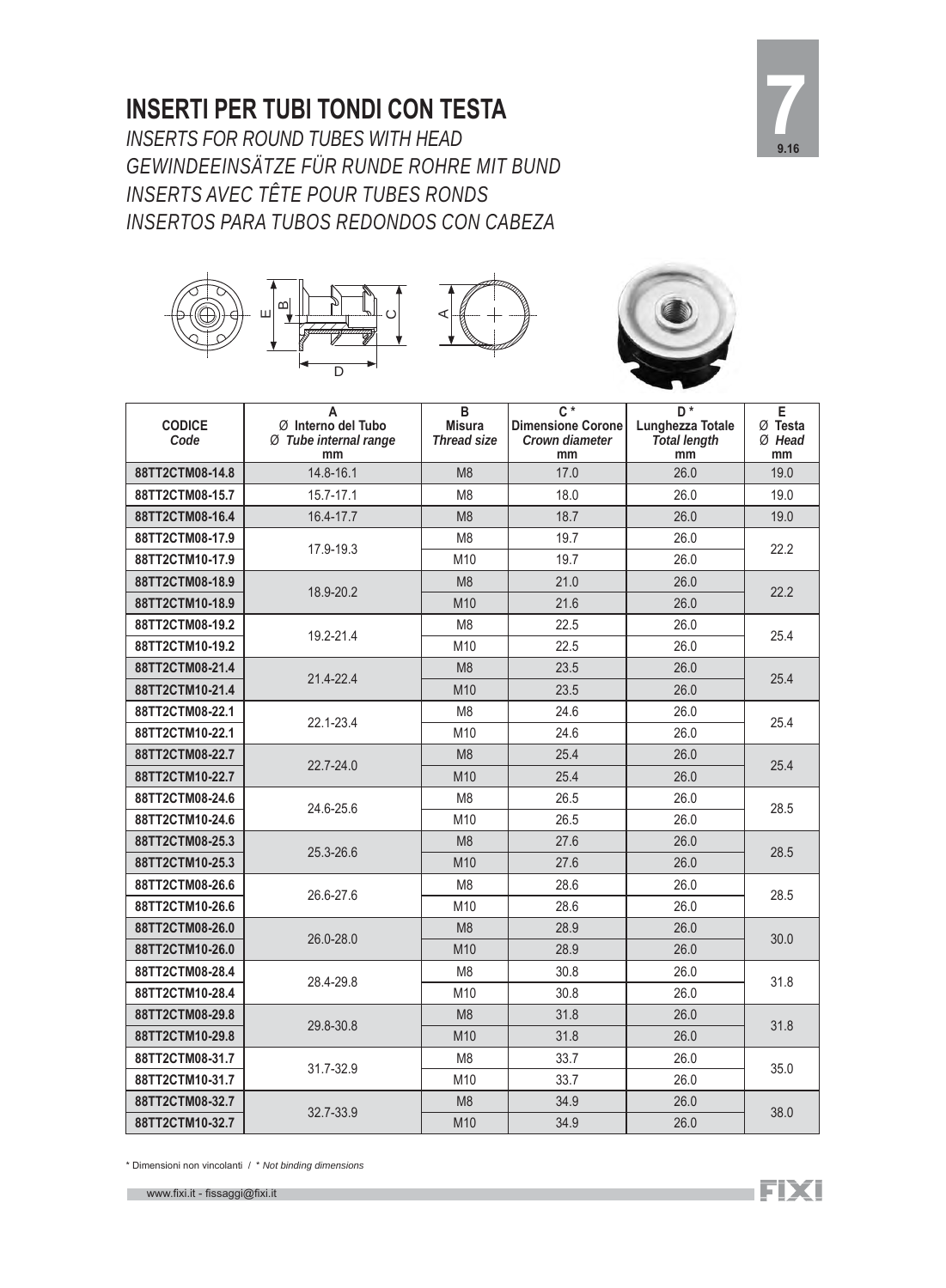# INSERTI PER TUBI TONDI CON TESTA

*INSERTS FOR ROUND TUBES WITH HEAD*
*GEWINDEEINSÄTZE FÜR RUNDE ROHRE MIT BUND*
*INSERTS AVEC TÊTE POUR TUBES RONDS*
*INSERTOS PARA TUBOS REDONDOS CON CABEZA*

| CODICE *Code* | A Ø Interno del Tubo Ø *Tube internal range* mm | B Misura *Thread size* | C * Dimensione Corone *Crown diameter* mm | D * Lunghezza Totale *Total length* mm | E Ø Testa Ø *Head* mm |
|---|---|---|---|---|---|
| 88TT2CTM08-14.8 | 14.8-16.1 | M8 | 17.0 | 26.0 | 19.0 |
| 88TT2CTM08-15.7 | 15.7-17.1 | M8 | 18.0 | 26.0 | 19.0 |
| 88TT2CTM08-16.4 | 16.4-17.7 | M8 | 18.7 | 26.0 | 19.0 |
| 88TT2CTM08-17.9 | 17.9-19.3 | M8 | 19.7 | 26.0 | 22.2 |
| 88TT2CTM10-17.9 | | M10 | 19.7 | 26.0 | |
| 88TT2CTM08-18.9 | 18.9-20.2 | M8 | 21.0 | 26.0 | 22.2 |
| 88TT2CTM10-18.9 | | M10 | 21.6 | 26.0 | |
| 88TT2CTM08-19.2 | 19.2-21.4 | M8 | 22.5 | 26.0 | 25.4 |
| 88TT2CTM10-19.2 | | M10 | 22.5 | 26.0 | |
| 88TT2CTM08-21.4 | 21.4-22.4 | M8 | 23.5 | 26.0 | 25.4 |
| 88TT2CTM10-21.4 | | M10 | 23.5 | 26.0 | |
| 88TT2CTM08-22.1 | 22.1-23.4 | M8 | 24.6 | 26.0 | 25.4 |
| 88TT2CTM10-22.1 | | M10 | 24.6 | 26.0 | |
| 88TT2CTM08-22.7 | 22.7-24.0 | M8 | 25.4 | 26.0 | 25.4 |
| 88TT2CTM10-22.7 | | M10 | 25.4 | 26.0 | |
| 88TT2CTM08-24.6 | 24.6-25.6 | M8 | 26.5 | 26.0 | 28.5 |
| 88TT2CTM10-24.6 | | M10 | 26.5 | 26.0 | |
| 88TT2CTM08-25.3 | 25.3-26.6 | M8 | 27.6 | 26.0 | 28.5 |
| 88TT2CTM10-25.3 | | M10 | 27.6 | 26.0 | |
| 88TT2CTM08-26.6 | 26.6-27.6 | M8 | 28.6 | 26.0 | 28.5 |
| 88TT2CTM10-26.6 | | M10 | 28.6 | 26.0 | |
| 88TT2CTM08-26.0 | 26.0-28.0 | M8 | 28.9 | 26.0 | 30.0 |
| 88TT2CTM10-26.0 | | M10 | 28.9 | 26.0 | |
| 88TT2CTM08-28.4 | 28.4-29.8 | M8 | 30.8 | 26.0 | 31.8 |
| 88TT2CTM10-28.4 | | M10 | 30.8 | 26.0 | |
| 88TT2CTM08-29.8 | 29.8-30.8 | M8 | 31.8 | 26.0 | 31.8 |
| 88TT2CTM10-29.8 | | M10 | 31.8 | 26.0 | |
| 88TT2CTM08-31.7 | 31.7-32.9 | M8 | 33.7 | 26.0 | 35.0 |
| 88TT2CTM10-31.7 | | M10 | 33.7 | 26.0 | |
| 88TT2CTM08-32.7 | 32.7-33.9 | M8 | 34.9 | 26.0 | 38.0 |
| 88TT2CTM10-32.7 | | M10 | 34.9 | 26.0 | |

\* Dimensioni non vincolanti / * *Not binding dimensions*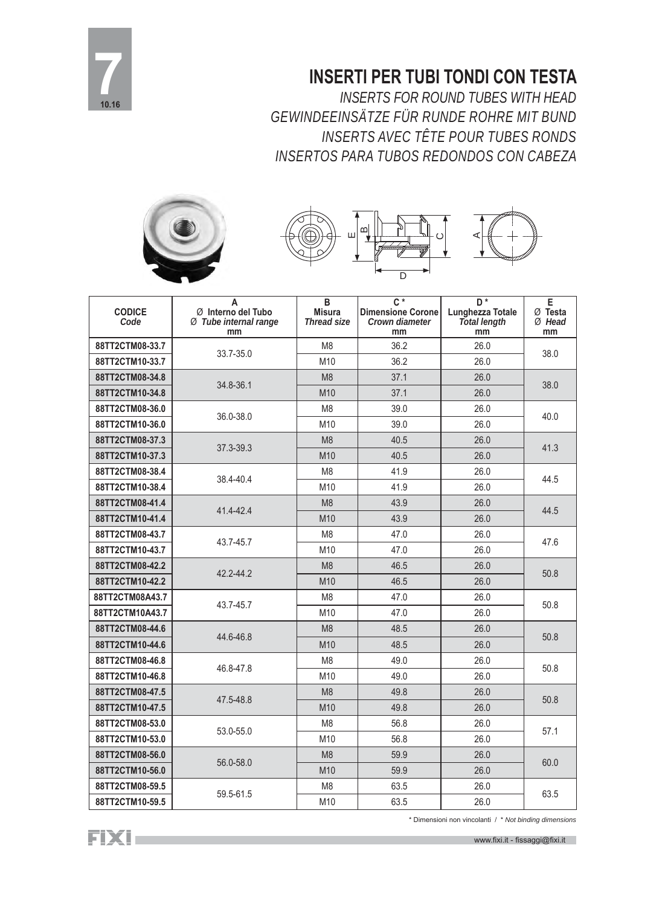# INSERTI PER TUBI TONDI CON TESTA

*INSERTS FOR ROUND TUBES WITH HEAD*
*GEWINDEEINSÄTZE FÜR RUNDE ROHRE MIT BUND*
*INSERTS AVEC TÊTE POUR TUBES RONDS*
*INSERTOS PARA TUBOS REDONDOS CON CABEZA*

| CODICE *Code* | A Ø Interno del Tubo *Ø Tube internal range* mm | B Misura *Thread size* | C * Dimensione Corone *Crown diameter* mm | D * Lunghezza Totale *Total length* mm | E Ø Testa *Ø Head* mm |
|---|---|---|---|---|---|
| 88TT2CTM08-33.7 | 33.7-35.0 | M8 | 36.2 | 26.0 | 38.0 |
| 88TT2CTM10-33.7 | | M10 | 36.2 | 26.0 | |
| 88TT2CTM08-34.8 | 34.8-36.1 | M8 | 37.1 | 26.0 | 38.0 |
| 88TT2CTM10-34.8 | | M10 | 37.1 | 26.0 | |
| 88TT2CTM08-36.0 | 36.0-38.0 | M8 | 39.0 | 26.0 | 40.0 |
| 88TT2CTM10-36.0 | | M10 | 39.0 | 26.0 | |
| 88TT2CTM08-37.3 | 37.3-39.3 | M8 | 40.5 | 26.0 | 41.3 |
| 88TT2CTM10-37.3 | | M10 | 40.5 | 26.0 | |
| 88TT2CTM08-38.4 | 38.4-40.4 | M8 | 41.9 | 26.0 | 44.5 |
| 88TT2CTM10-38.4 | | M10 | 41.9 | 26.0 | |
| 88TT2CTM08-41.4 | 41.4-42.4 | M8 | 43.9 | 26.0 | 44.5 |
| 88TT2CTM10-41.4 | | M10 | 43.9 | 26.0 | |
| 88TT2CTM08-43.7 | 43.7-45.7 | M8 | 47.0 | 26.0 | 47.6 |
| 88TT2CTM10-43.7 | | M10 | 47.0 | 26.0 | |
| 88TT2CTM08-42.2 | 42.2-44.2 | M8 | 46.5 | 26.0 | 50.8 |
| 88TT2CTM10-42.2 | | M10 | 46.5 | 26.0 | |
| 88TT2CTM08A43.7 | 43.7-45.7 | M8 | 47.0 | 26.0 | 50.8 |
| 88TT2CTM10A43.7 | | M10 | 47.0 | 26.0 | |
| 88TT2CTM08-44.6 | 44.6-46.8 | M8 | 48.5 | 26.0 | 50.8 |
| 88TT2CTM10-44.6 | | M10 | 48.5 | 26.0 | |
| 88TT2CTM08-46.8 | 46.8-47.8 | M8 | 49.0 | 26.0 | 50.8 |
| 88TT2CTM10-46.8 | | M10 | 49.0 | 26.0 | |
| 88TT2CTM08-47.5 | 47.5-48.8 | M8 | 49.8 | 26.0 | 50.8 |
| 88TT2CTM10-47.5 | | M10 | 49.8 | 26.0 | |
| 88TT2CTM08-53.0 | 53.0-55.0 | M8 | 56.8 | 26.0 | 57.1 |
| 88TT2CTM10-53.0 | | M10 | 56.8 | 26.0 | |
| 88TT2CTM08-56.0 | 56.0-58.0 | M8 | 59.9 | 26.0 | 60.0 |
| 88TT2CTM10-56.0 | | M10 | 59.9 | 26.0 | |
| 88TT2CTM08-59.5 | 59.5-61.5 | M8 | 63.5 | 26.0 | 63.5 |
| 88TT2CTM10-59.5 | | M10 | 63.5 | 26.0 | |

\* Dimensioni non vincolanti / * *Not binding dimensions*

www.fixi.it - fissaggi@fixi.it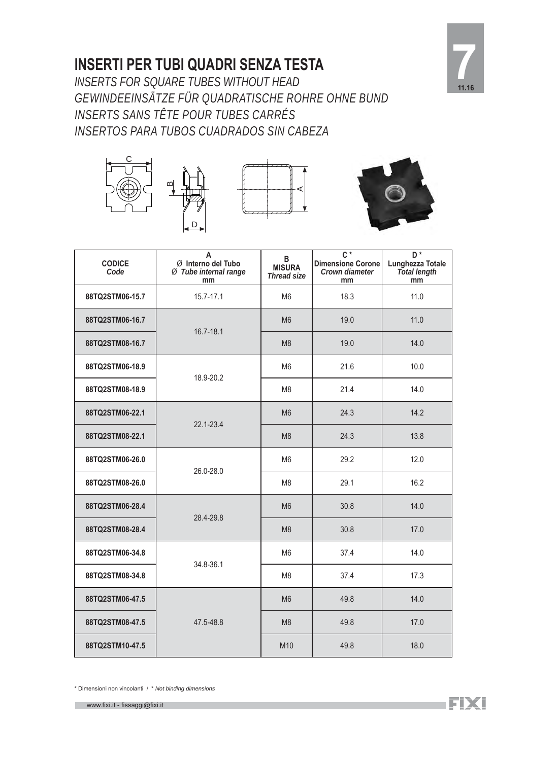# INSERTI PER TUBI QUADRI SENZA TESTA

*INSERTS FOR SQUARE TUBES WITHOUT HEAD*
*GEWINDEEINSÄTZE FÜR QUADRATISCHE ROHRE OHNE BUND*
*INSERTS SANS TÊTE POUR TUBES CARRÉS*
*INSERTOS PARA TUBOS CUADRADOS SIN CABEZA*

| CODICE *Code* | A Ø Interno del Tubo *Ø Tube internal range* mm | B MISURA *Thread size* | C * Dimensione Corone *Crown diameter* mm | D * Lunghezza Totale *Total length* mm |
|---|---|---|---|---|
| 88TQ2STM06-15.7 | 15.7-17.1 | M6 | 18.3 | 11.0 |
| 88TQ2STM06-16.7 | 16.7-18.1 | M6 | 19.0 | 11.0 |
| 88TQ2STM08-16.7 | | M8 | 19.0 | 14.0 |
| 88TQ2STM06-18.9 | 18.9-20.2 | M6 | 21.6 | 10.0 |
| 88TQ2STM08-18.9 | | M8 | 21.4 | 14.0 |
| 88TQ2STM06-22.1 | 22.1-23.4 | M6 | 24.3 | 14.2 |
| 88TQ2STM08-22.1 | | M8 | 24.3 | 13.8 |
| 88TQ2STM06-26.0 | 26.0-28.0 | M6 | 29.2 | 12.0 |
| 88TQ2STM08-26.0 | | M8 | 29.1 | 16.2 |
| 88TQ2STM06-28.4 | 28.4-29.8 | M6 | 30.8 | 14.0 |
| 88TQ2STM08-28.4 | | M8 | 30.8 | 17.0 |
| 88TQ2STM06-34.8 | 34.8-36.1 | M6 | 37.4 | 14.0 |
| 88TQ2STM08-34.8 | | M8 | 37.4 | 17.3 |
| 88TQ2STM06-47.5 | 47.5-48.8 | M6 | 49.8 | 14.0 |
| 88TQ2STM08-47.5 | | M8 | 49.8 | 17.0 |
| 88TQ2STM10-47.5 | | M10 | 49.8 | 18.0 |

\* Dimensioni non vincolanti / \* *Not binding dimensions*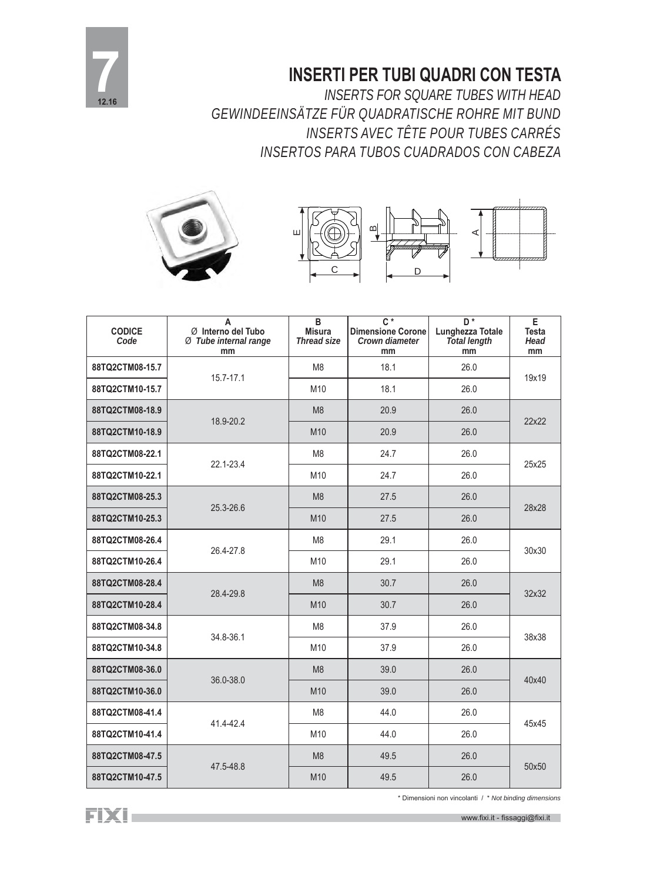# INSERTI PER TUBI QUADRI CON TESTA

*INSERTS FOR SQUARE TUBES WITH HEAD*
*GEWINDEEINSÄTZE FÜR QUADRATISCHE ROHRE MIT BUND*
*INSERTS AVEC TÊTE POUR TUBES CARRÉS*
*INSERTOS PARA TUBOS CUADRADOS CON CABEZA*

| CODICE *Code* | A Ø Interno del Tubo *Ø Tube internal range* mm | B Misura *Thread size* | C * Dimensione Corone *Crown diameter* mm | D * Lunghezza Totale *Total length* mm | E Testa *Head* mm |
|---|---|---|---|---|---|
| 88TQ2CTM08-15.7 | 15.7-17.1 | M8 | 18.1 | 26.0 | 19x19 |
| 88TQ2CTM10-15.7 | | M10 | 18.1 | 26.0 | |
| 88TQ2CTM08-18.9 | 18.9-20.2 | M8 | 20.9 | 26.0 | 22x22 |
| 88TQ2CTM10-18.9 | | M10 | 20.9 | 26.0 | |
| 88TQ2CTM08-22.1 | 22.1-23.4 | M8 | 24.7 | 26.0 | 25x25 |
| 88TQ2CTM10-22.1 | | M10 | 24.7 | 26.0 | |
| 88TQ2CTM08-25.3 | 25.3-26.6 | M8 | 27.5 | 26.0 | 28x28 |
| 88TQ2CTM10-25.3 | | M10 | 27.5 | 26.0 | |
| 88TQ2CTM08-26.4 | 26.4-27.8 | M8 | 29.1 | 26.0 | 30x30 |
| 88TQ2CTM10-26.4 | | M10 | 29.1 | 26.0 | |
| 88TQ2CTM08-28.4 | 28.4-29.8 | M8 | 30.7 | 26.0 | 32x32 |
| 88TQ2CTM10-28.4 | | M10 | 30.7 | 26.0 | |
| 88TQ2CTM08-34.8 | 34.8-36.1 | M8 | 37.9 | 26.0 | 38x38 |
| 88TQ2CTM10-34.8 | | M10 | 37.9 | 26.0 | |
| 88TQ2CTM08-36.0 | 36.0-38.0 | M8 | 39.0 | 26.0 | 40x40 |
| 88TQ2CTM10-36.0 | | M10 | 39.0 | 26.0 | |
| 88TQ2CTM08-41.4 | 41.4-42.4 | M8 | 44.0 | 26.0 | 45x45 |
| 88TQ2CTM10-41.4 | | M10 | 44.0 | 26.0 | |
| 88TQ2CTM08-47.5 | 47.5-48.8 | M8 | 49.5 | 26.0 | 50x50 |
| 88TQ2CTM10-47.5 | | M10 | 49.5 | 26.0 | |

\* Dimensioni non vincolanti / *\* Not binding dimensions*

www.fixi.it - fissaggi@fixi.it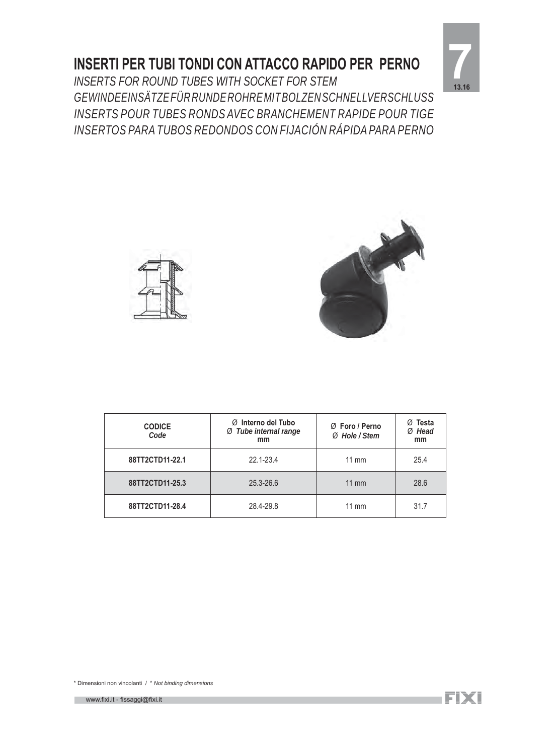# INSERTI PER TUBI TONDI CON ATTACCO RAPIDO PER PERNO

*INSERTS FOR ROUND TUBES WITH SOCKET FOR STEM*

*GEWINDEEINSÄTZE FÜR RUNDE ROHRE MIT BOLZEN SCHNELLVERSCHLUSS*

*INSERTS POUR TUBES RONDS AVEC BRANCHEMENT RAPIDE POUR TIGE*

*INSERTOS PARA TUBOS REDONDOS CON FIJACIÓN RÁPIDA PARA PERNO*

| **CODICE** *Code* | **Ø Interno del Tubo** *Ø Tube internal range* **mm** | **Ø Foro / Perno** *Ø Hole / Stem* | **Ø Testa** *Ø Head* **mm** |
|---|---|---|---|
| **88TT2CTD11-22.1** | 22.1-23.4 | 11 mm | 25.4 |
| **88TT2CTD11-25.3** | 25.3-26.6 | 11 mm | 28.6 |
| **88TT2CTD11-28.4** | 28.4-29.8 | 11 mm | 31.7 |

\* Dimensioni non vincolanti / * *Not binding dimensions*

www.fixi.it - fissaggi@fixi.it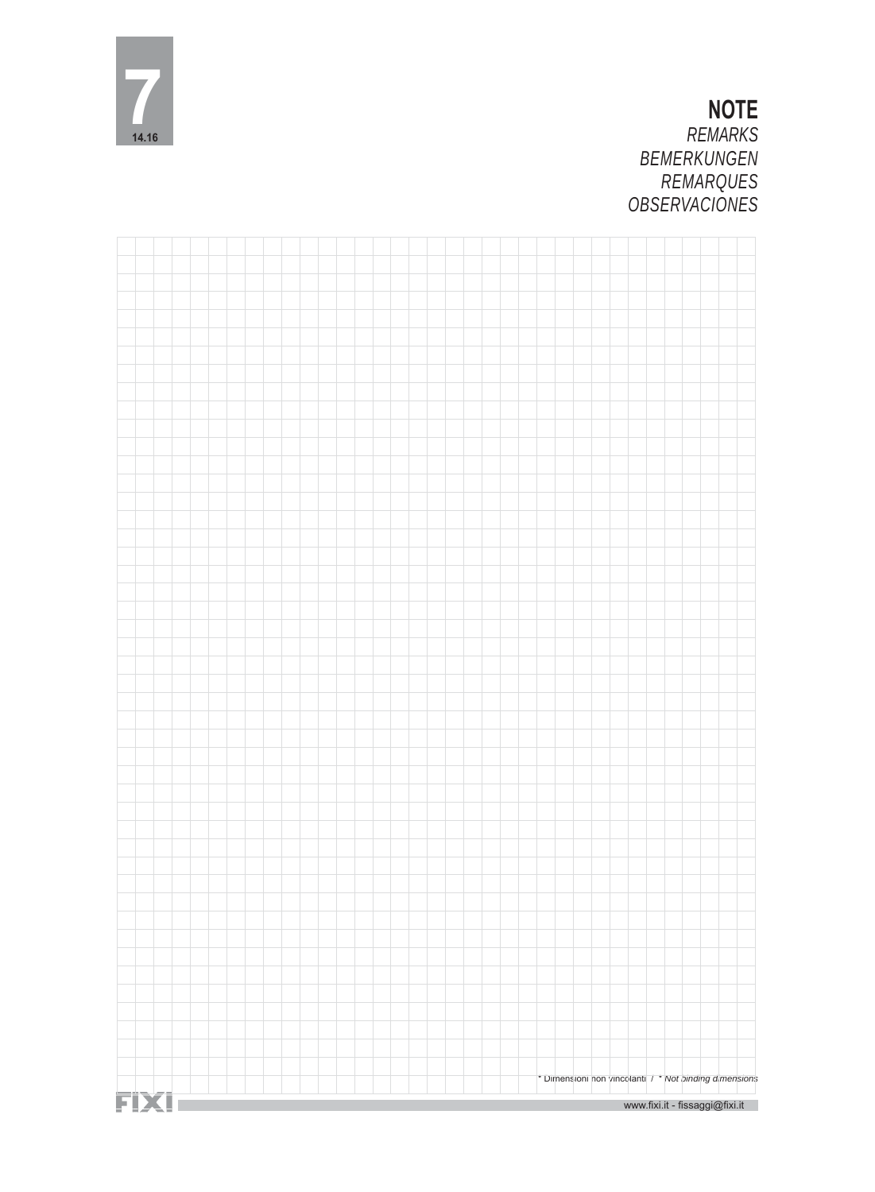# NOTE

*REMARKS*
*BEMERKUNGEN*
*REMARQUES*
*OBSERVACIONES*

* Dimensioni non vincolanti / * *Not binding dimensions*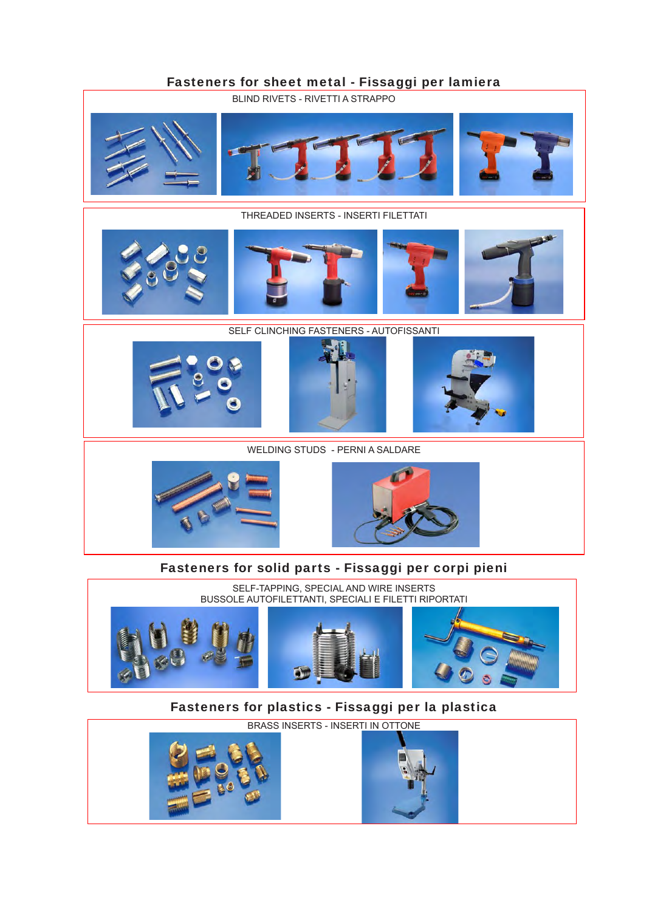## Fasteners for sheet metal - Fissaggi per lamiera

BLIND RIVETS - RIVETTI A STRAPPO

THREADED INSERTS - INSERTI FILETTATI

SELF CLINCHING FASTENERS - AUTOFISSANTI

WELDING STUDS - PERNI A SALDARE

## Fasteners for solid parts - Fissaggi per corpi pieni

SELF-TAPPING, SPECIAL AND WIRE INSERTS
BUSSOLE AUTOFILETTANTI, SPECIALI E FILETTI RIPORTATI

## Fasteners for plastics - Fissaggi per la plastica

BRASS INSERTS - INSERTI IN OTTONE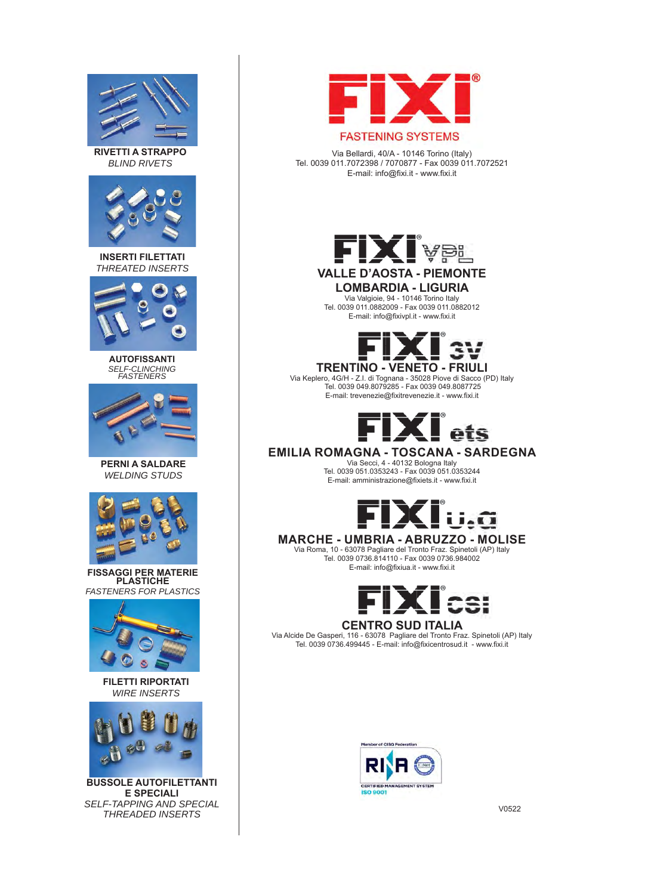**RIVETTI A STRAPPO**
*BLIND RIVETS*

**INSERTI FILETTATI**
*THREATED INSERTS*

**AUTOFISSANTI**
*SELF-CLINCHING FASTENERS*

**PERNI A SALDARE**
*WELDING STUDS*

**FISSAGGI PER MATERIE PLASTICHE**
*FASTENERS FOR PLASTICS*

**FILETTI RIPORTATI**
*WIRE INSERTS*

**BUSSOLE AUTOFILETTANTI E SPECIALI**
*SELF-TAPPING AND SPECIAL THREADED INSERTS*

# FIXI®

FASTENING SYSTEMS

Via Bellardi, 40/A - 10146 Torino (Italy)
Tel. 0039 011.7072398 / 7070877 - Fax 0039 011.7072521
E-mail: info@fixi.it - www.fixi.it

## FIXI VPL

**VALLE D'AOSTA - PIEMONTE LOMBARDIA - LIGURIA**
Via Valgioie, 94 - 10146 Torino Italy
Tel. 0039 011.0882009 - Fax 0039 011.0882012
E-mail: info@fixivpl.it - www.fixi.it

## FIXI 3V

**TRENTINO - VENETO - FRIULI**
Via Keplero, 4G/H - Z.I. di Tognana - 35028 Piove di Sacco (PD) Italy
Tel. 0039 049.8079285 - Fax 0039 049.8087725
E-mail: trevenezie@fixitrevenezie.it - www.fixi.it

## FIXI ets

**EMILIA ROMAGNA - TOSCANA - SARDEGNA**
Via Secci, 4 - 40132 Bologna Italy
Tel. 0039 051.0353243 - Fax 0039 051.0353244
E-mail: amministrazione@fixiets.it - www.fixi.it

## FIXI u.a

**MARCHE - UMBRIA - ABRUZZO - MOLISE**
Via Roma, 10 - 63078 Pagliare del Tronto Fraz. Spinetoli (AP) Italy
Tel. 0039 0736.814110 - Fax 0039 0736.984002
E-mail: info@fixiua.it - www.fixi.it

## FIXI csi

**CENTRO SUD ITALIA**
Via Alcide De Gasperi, 116 - 63078 Pagliare del Tronto Fraz. Spinetoli (AP) Italy
Tel. 0039 0736.499445 - E-mail: info@fixicentrosud.it - www.fixi.it

Member of CISQ Federation
RINA
CERTIFIED MANAGEMENT SYSTEM
ISO 9001

V0522